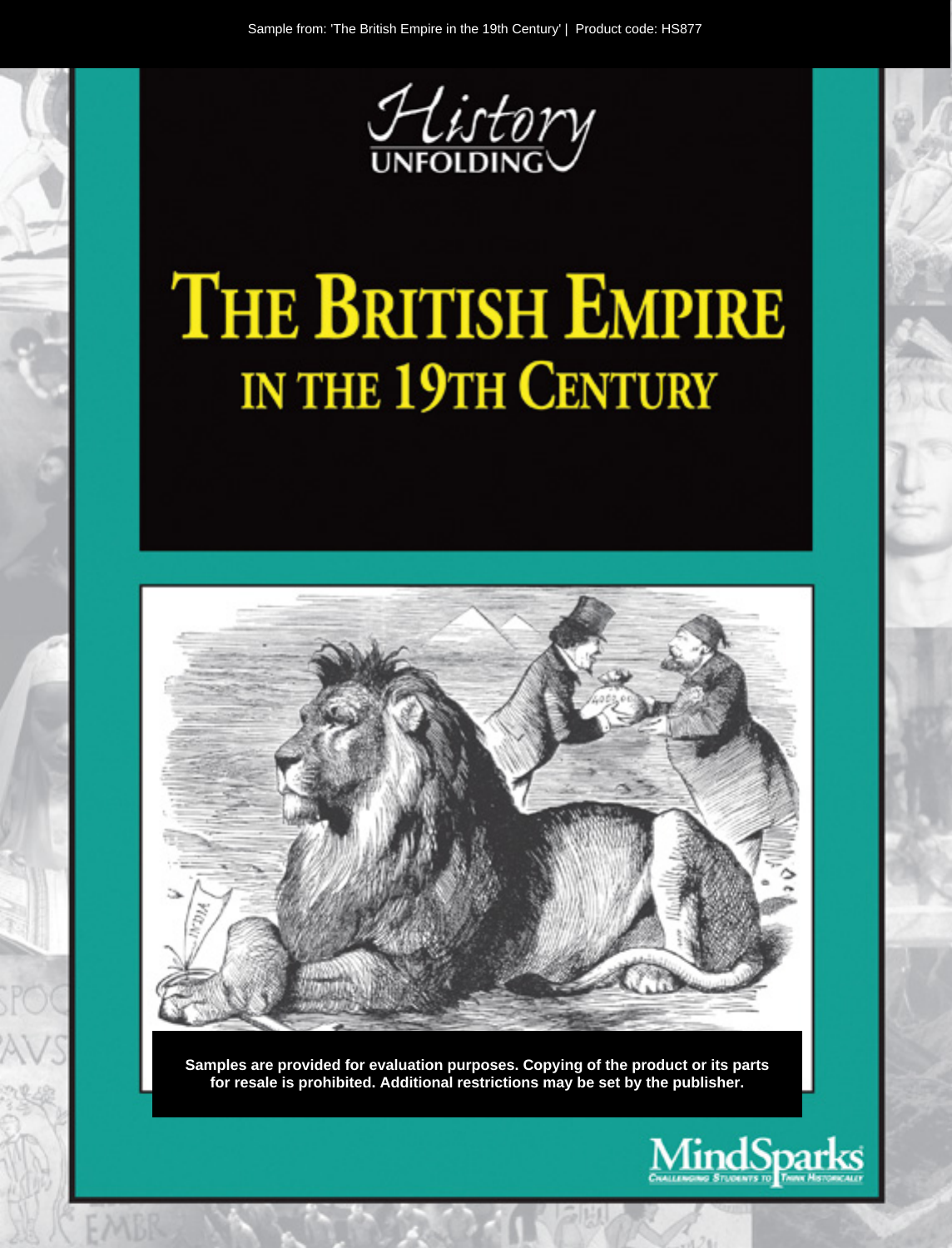Sample from: 'The British Empire in the 19th Century' | Product code: HS877

*History* UNFOLDING

# THE BRITISH EMPIRE IN THE 19TH CENTURY

**Samples are provided for evaluation purposes. Copying of the product or its parts for resale is prohibited. Additional restrictions may be set by the publisher.**

MindSparks
CHALLENGING STUDENTS TO THINK HISTORICALLY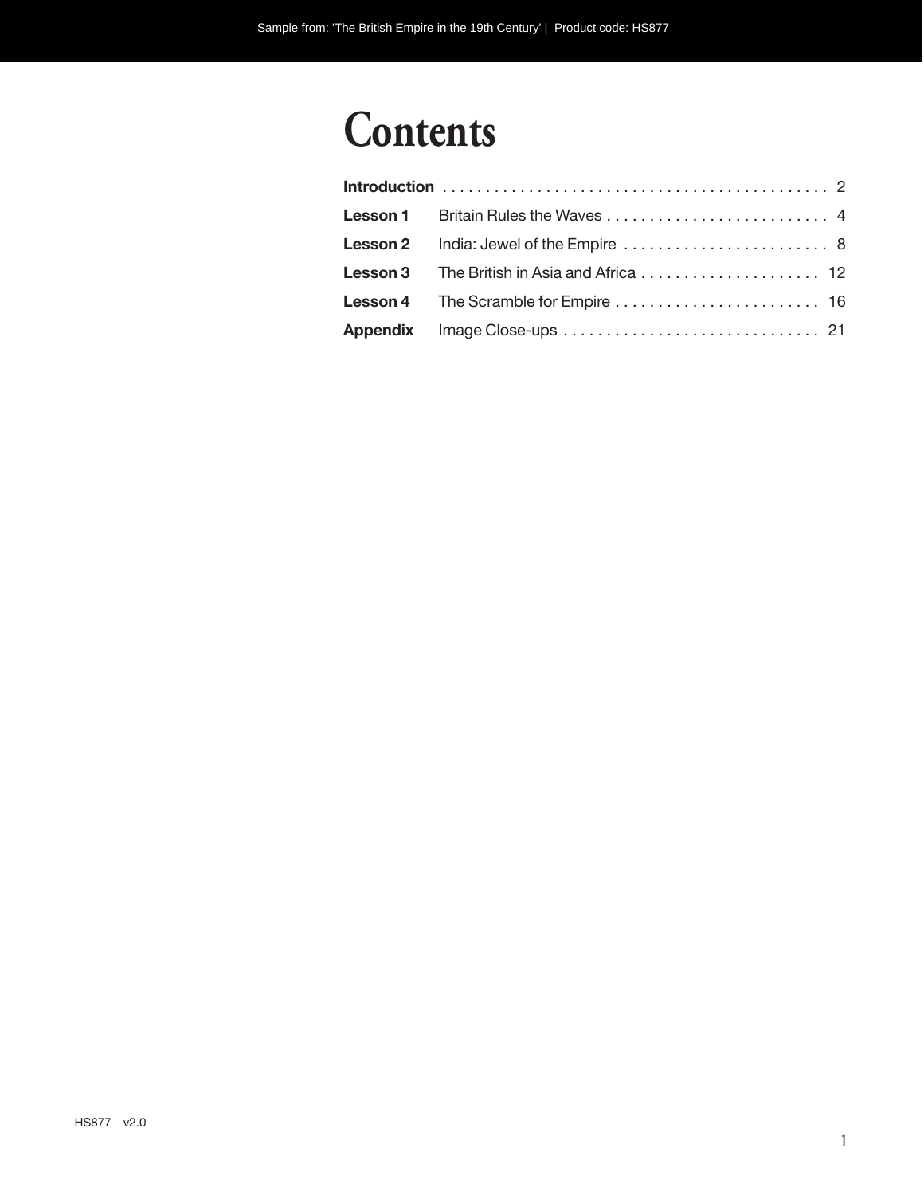# Contents

| | | |
|---|---|---|
| **Introduction** | | 2 |
| **Lesson 1** | Britain Rules the Waves | 4 |
| **Lesson 2** | India: Jewel of the Empire | 8 |
| **Lesson 3** | The British in Asia and Africa | 12 |
| **Lesson 4** | The Scramble for Empire | 16 |
| **Appendix** | Image Close-ups | 21 |

HS877 v2.0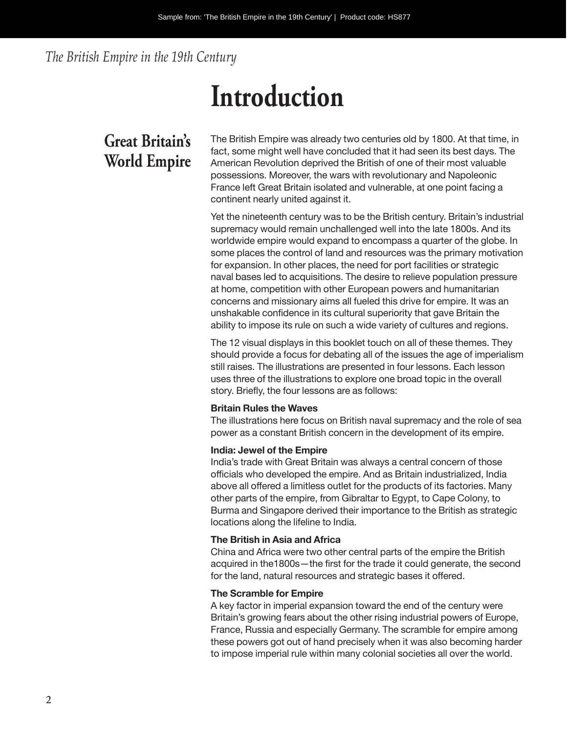# Introduction

## Great Britain's World Empire

The British Empire was already two centuries old by 1800. At that time, in fact, some might well have concluded that it had seen its best days. The American Revolution deprived the British of one of their most valuable possessions. Moreover, the wars with revolutionary and Napoleonic France left Great Britain isolated and vulnerable, at one point facing a continent nearly united against it.

Yet the nineteenth century was to be the British century. Britain's industrial supremacy would remain unchallenged well into the late 1800s. And its worldwide empire would expand to encompass a quarter of the globe. In some places the control of land and resources was the primary motivation for expansion. In other places, the need for port facilities or strategic naval bases led to acquisitions. The desire to relieve population pressure at home, competition with other European powers and humanitarian concerns and missionary aims all fueled this drive for empire. It was an unshakable confidence in its cultural superiority that gave Britain the ability to impose its rule on such a wide variety of cultures and regions.

The 12 visual displays in this booklet touch on all of these themes. They should provide a focus for debating all of the issues the age of imperialism still raises. The illustrations are presented in four lessons. Each lesson uses three of the illustrations to explore one broad topic in the overall story. Briefly, the four lessons are as follows:

**Britain Rules the Waves**
The illustrations here focus on British naval supremacy and the role of sea power as a constant British concern in the development of its empire.

**India: Jewel of the Empire**
India's trade with Great Britain was always a central concern of those officials who developed the empire. And as Britain industrialized, India above all offered a limitless outlet for the products of its factories. Many other parts of the empire, from Gibraltar to Egypt, to Cape Colony, to Burma and Singapore derived their importance to the British as strategic locations along the lifeline to India.

**The British in Asia and Africa**
China and Africa were two other central parts of the empire the British acquired in the1800s—the first for the trade it could generate, the second for the land, natural resources and strategic bases it offered.

**The Scramble for Empire**
A key factor in imperial expansion toward the end of the century were Britain's growing fears about the other rising industrial powers of Europe, France, Russia and especially Germany. The scramble for empire among these powers got out of hand precisely when it was also becoming harder to impose imperial rule within many colonial societies all over the world.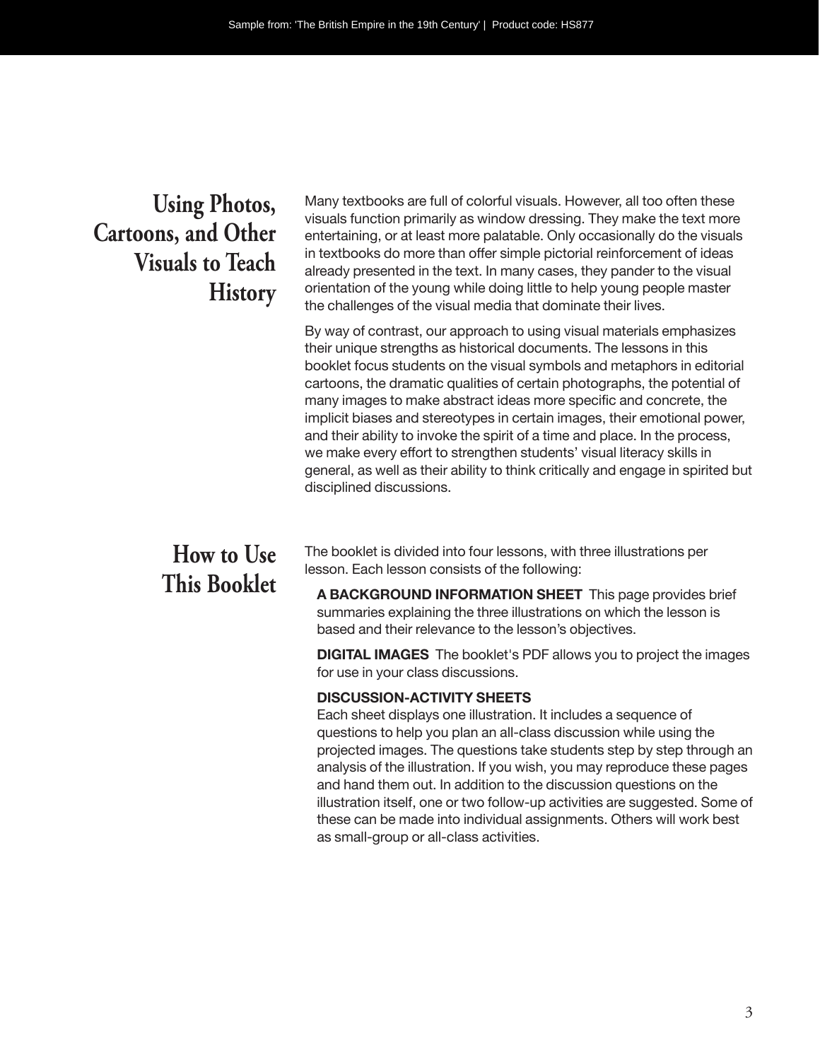## Using Photos, Cartoons, and Other Visuals to Teach History

Many textbooks are full of colorful visuals. However, all too often these visuals function primarily as window dressing. They make the text more entertaining, or at least more palatable. Only occasionally do the visuals in textbooks do more than offer simple pictorial reinforcement of ideas already presented in the text. In many cases, they pander to the visual orientation of the young while doing little to help young people master the challenges of the visual media that dominate their lives.

By way of contrast, our approach to using visual materials emphasizes their unique strengths as historical documents. The lessons in this booklet focus students on the visual symbols and metaphors in editorial cartoons, the dramatic qualities of certain photographs, the potential of many images to make abstract ideas more specific and concrete, the implicit biases and stereotypes in certain images, their emotional power, and their ability to invoke the spirit of a time and place. In the process, we make every effort to strengthen students' visual literacy skills in general, as well as their ability to think critically and engage in spirited but disciplined discussions.

## How to Use This Booklet

The booklet is divided into four lessons, with three illustrations per lesson. Each lesson consists of the following:

**A BACKGROUND INFORMATION SHEET** This page provides brief summaries explaining the three illustrations on which the lesson is based and their relevance to the lesson's objectives.

**DIGITAL IMAGES** The booklet's PDF allows you to project the images for use in your class discussions.

**DISCUSSION-ACTIVITY SHEETS**
Each sheet displays one illustration. It includes a sequence of questions to help you plan an all-class discussion while using the projected images. The questions take students step by step through an analysis of the illustration. If you wish, you may reproduce these pages and hand them out. In addition to the discussion questions on the illustration itself, one or two follow-up activities are suggested. Some of these can be made into individual assignments. Others will work best as small-group or all-class activities.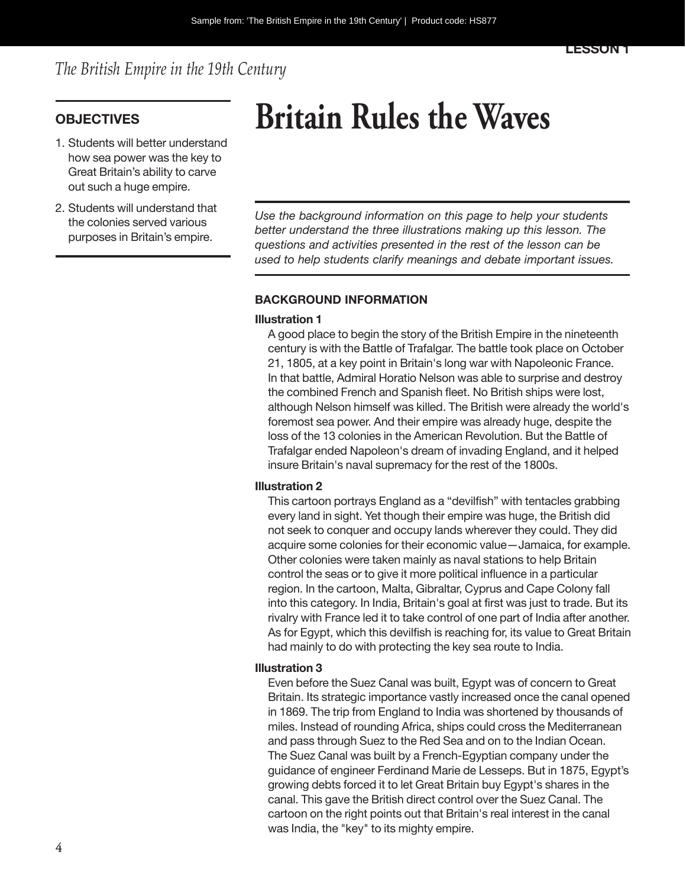# Britain Rules the Waves

## OBJECTIVES

1. Students will better understand how sea power was the key to Great Britain's ability to carve out such a huge empire.
2. Students will understand that the colonies served various purposes in Britain's empire.

*Use the background information on this page to help your students better understand the three illustrations making up this lesson. The questions and activities presented in the rest of the lesson can be used to help students clarify meanings and debate important issues.*

### BACKGROUND INFORMATION

**Illustration 1**

A good place to begin the story of the British Empire in the nineteenth century is with the Battle of Trafalgar. The battle took place on October 21, 1805, at a key point in Britain's long war with Napoleonic France. In that battle, Admiral Horatio Nelson was able to surprise and destroy the combined French and Spanish fleet. No British ships were lost, although Nelson himself was killed. The British were already the world's foremost sea power. And their empire was already huge, despite the loss of the 13 colonies in the American Revolution. But the Battle of Trafalgar ended Napoleon's dream of invading England, and it helped insure Britain's naval supremacy for the rest of the 1800s.

**Illustration 2**

This cartoon portrays England as a "devilfish" with tentacles grabbing every land in sight. Yet though their empire was huge, the British did not seek to conquer and occupy lands wherever they could. They did acquire some colonies for their economic value—Jamaica, for example. Other colonies were taken mainly as naval stations to help Britain control the seas or to give it more political influence in a particular region. In the cartoon, Malta, Gibraltar, Cyprus and Cape Colony fall into this category. In India, Britain's goal at first was just to trade. But its rivalry with France led it to take control of one part of India after another. As for Egypt, which this devilfish is reaching for, its value to Great Britain had mainly to do with protecting the key sea route to India.

**Illustration 3**

Even before the Suez Canal was built, Egypt was of concern to Great Britain. Its strategic importance vastly increased once the canal opened in 1869. The trip from England to India was shortened by thousands of miles. Instead of rounding Africa, ships could cross the Mediterranean and pass through Suez to the Red Sea and on to the Indian Ocean. The Suez Canal was built by a French-Egyptian company under the guidance of engineer Ferdinand Marie de Lesseps. But in 1875, Egypt's growing debts forced it to let Great Britain buy Egypt's shares in the canal. This gave the British direct control over the Suez Canal. The cartoon on the right points out that Britain's real interest in the canal was India, the "key" to its mighty empire.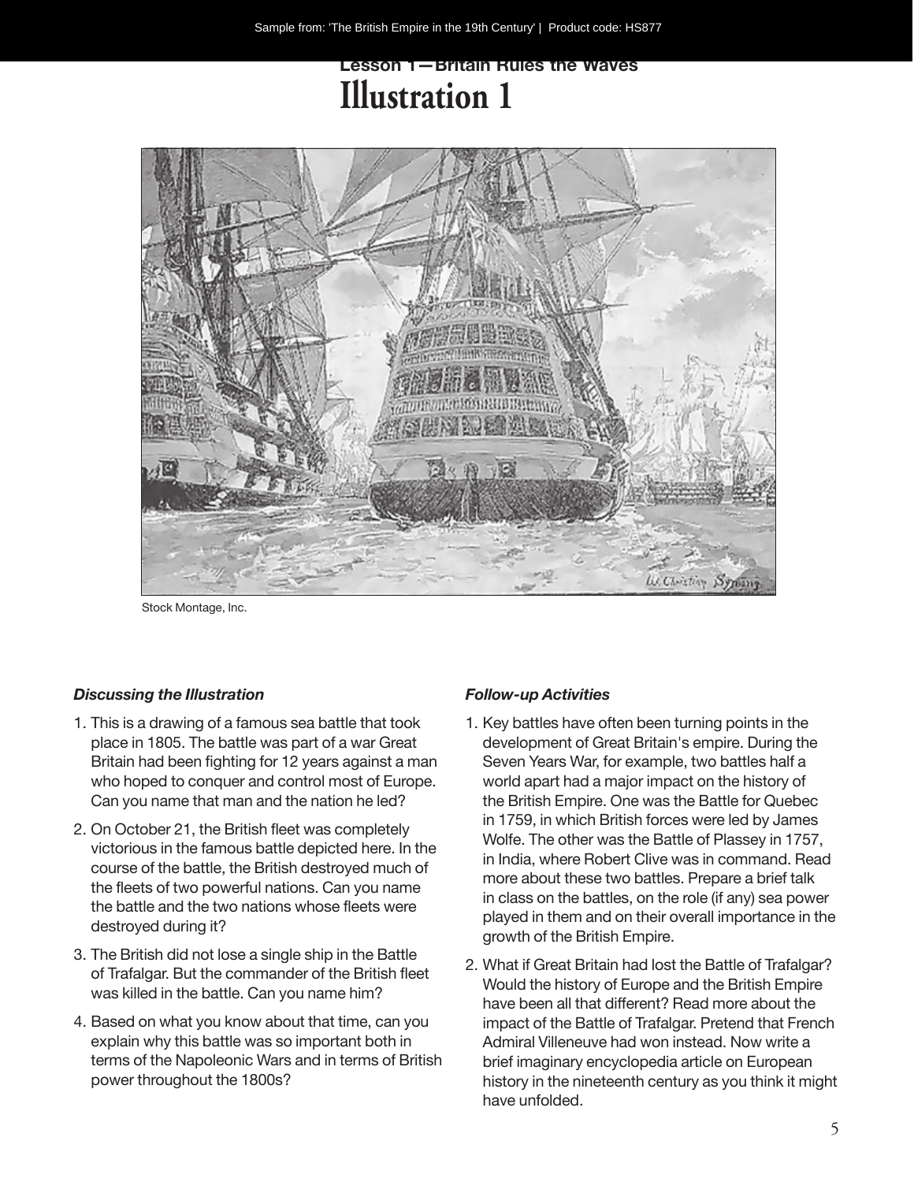## Lesson 1—Britain Rules the Waves

# Illustration 1

Stock Montage, Inc.

### *Discussing the Illustration*

1. This is a drawing of a famous sea battle that took place in 1805. The battle was part of a war Great Britain had been fighting for 12 years against a man who hoped to conquer and control most of Europe. Can you name that man and the nation he led?
2. On October 21, the British fleet was completely victorious in the famous battle depicted here. In the course of the battle, the British destroyed much of the fleets of two powerful nations. Can you name the battle and the two nations whose fleets were destroyed during it?
3. The British did not lose a single ship in the Battle of Trafalgar. But the commander of the British fleet was killed in the battle. Can you name him?
4. Based on what you know about that time, can you explain why this battle was so important both in terms of the Napoleonic Wars and in terms of British power throughout the 1800s?

### *Follow-up Activities*

1. Key battles have often been turning points in the development of Great Britain's empire. During the Seven Years War, for example, two battles half a world apart had a major impact on the history of the British Empire. One was the Battle for Quebec in 1759, in which British forces were led by James Wolfe. The other was the Battle of Plassey in 1757, in India, where Robert Clive was in command. Read more about these two battles. Prepare a brief talk in class on the battles, on the role (if any) sea power played in them and on their overall importance in the growth of the British Empire.
2. What if Great Britain had lost the Battle of Trafalgar? Would the history of Europe and the British Empire have been all that different? Read more about the impact of the Battle of Trafalgar. Pretend that French Admiral Villeneuve had won instead. Now write a brief imaginary encyclopedia article on European history in the nineteenth century as you think it might have unfolded.